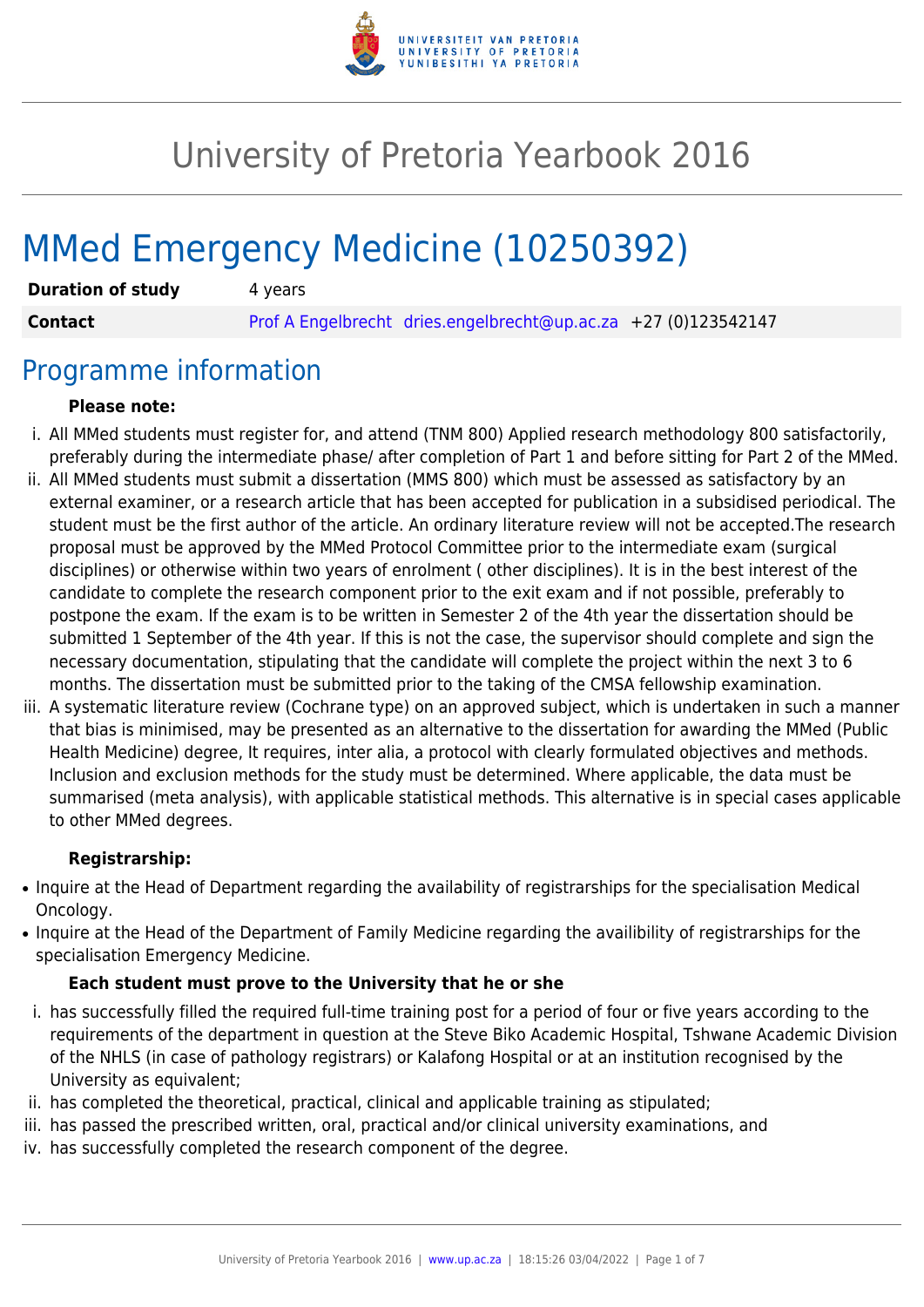# University of Pretoria Yearbook 2016

## MMed Emergency Medicine (10250392)

| | |
|---|---|
| **Duration of study** | 4 years |
| **Contact** | Prof A Engelbrecht dries.engelbrecht@up.ac.za +27 (0)123542147 |

## Programme information

**Please note:**

i. All MMed students must register for, and attend (TNM 800) Applied research methodology 800 satisfactorily, preferably during the intermediate phase/ after completion of Part 1 and before sitting for Part 2 of the MMed.

ii. All MMed students must submit a dissertation (MMS 800) which must be assessed as satisfactory by an external examiner, or a research article that has been accepted for publication in a subsidised periodical. The student must be the first author of the article. An ordinary literature review will not be accepted.The research proposal must be approved by the MMed Protocol Committee prior to the intermediate exam (surgical disciplines) or otherwise within two years of enrolment ( other disciplines). It is in the best interest of the candidate to complete the research component prior to the exit exam and if not possible, preferably to postpone the exam. If the exam is to be written in Semester 2 of the 4th year the dissertation should be submitted 1 September of the 4th year. If this is not the case, the supervisor should complete and sign the necessary documentation, stipulating that the candidate will complete the project within the next 3 to 6 months. The dissertation must be submitted prior to the taking of the CMSA fellowship examination.

iii. A systematic literature review (Cochrane type) on an approved subject, which is undertaken in such a manner that bias is minimised, may be presented as an alternative to the dissertation for awarding the MMed (Public Health Medicine) degree, It requires, inter alia, a protocol with clearly formulated objectives and methods. Inclusion and exclusion methods for the study must be determined. Where applicable, the data must be summarised (meta analysis), with applicable statistical methods. This alternative is in special cases applicable to other MMed degrees.

**Registrarship:**

- Inquire at the Head of Department regarding the availability of registrarships for the specialisation Medical Oncology.
- Inquire at the Head of the Department of Family Medicine regarding the availibility of registrarships for the specialisation Emergency Medicine.

**Each student must prove to the University that he or she**

i. has successfully filled the required full-time training post for a period of four or five years according to the requirements of the department in question at the Steve Biko Academic Hospital, Tshwane Academic Division of the NHLS (in case of pathology registrars) or Kalafong Hospital or at an institution recognised by the University as equivalent;

ii. has completed the theoretical, practical, clinical and applicable training as stipulated;

iii. has passed the prescribed written, oral, practical and/or clinical university examinations, and

iv. has successfully completed the research component of the degree.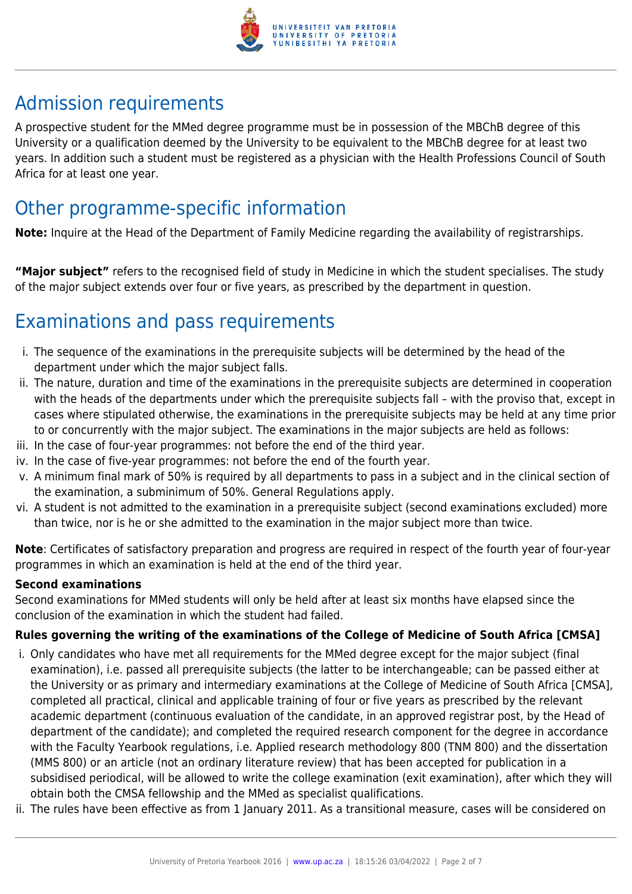## Admission requirements

A prospective student for the MMed degree programme must be in possession of the MBChB degree of this University or a qualification deemed by the University to be equivalent to the MBChB degree for at least two years. In addition such a student must be registered as a physician with the Health Professions Council of South Africa for at least one year.

## Other programme-specific information

**Note:** Inquire at the Head of the Department of Family Medicine regarding the availability of registrarships.

**"Major subject"** refers to the recognised field of study in Medicine in which the student specialises. The study of the major subject extends over four or five years, as prescribed by the department in question.

## Examinations and pass requirements

i. The sequence of the examinations in the prerequisite subjects will be determined by the head of the department under which the major subject falls.
ii. The nature, duration and time of the examinations in the prerequisite subjects are determined in cooperation with the heads of the departments under which the prerequisite subjects fall – with the proviso that, except in cases where stipulated otherwise, the examinations in the prerequisite subjects may be held at any time prior to or concurrently with the major subject. The examinations in the major subjects are held as follows:
iii. In the case of four-year programmes: not before the end of the third year.
iv. In the case of five-year programmes: not before the end of the fourth year.
v. A minimum final mark of 50% is required by all departments to pass in a subject and in the clinical section of the examination, a subminimum of 50%. General Regulations apply.
vi. A student is not admitted to the examination in a prerequisite subject (second examinations excluded) more than twice, nor is he or she admitted to the examination in the major subject more than twice.

**Note**: Certificates of satisfactory preparation and progress are required in respect of the fourth year of four-year programmes in which an examination is held at the end of the third year.

### Second examinations

Second examinations for MMed students will only be held after at least six months have elapsed since the conclusion of the examination in which the student had failed.

### Rules governing the writing of the examinations of the College of Medicine of South Africa [CMSA]

i. Only candidates who have met all requirements for the MMed degree except for the major subject (final examination), i.e. passed all prerequisite subjects (the latter to be interchangeable; can be passed either at the University or as primary and intermediary examinations at the College of Medicine of South Africa [CMSA], completed all practical, clinical and applicable training of four or five years as prescribed by the relevant academic department (continuous evaluation of the candidate, in an approved registrar post, by the Head of department of the candidate); and completed the required research component for the degree in accordance with the Faculty Yearbook regulations, i.e. Applied research methodology 800 (TNM 800) and the dissertation (MMS 800) or an article (not an ordinary literature review) that has been accepted for publication in a subsidised periodical, will be allowed to write the college examination (exit examination), after which they will obtain both the CMSA fellowship and the MMed as specialist qualifications.
ii. The rules have been effective as from 1 January 2011. As a transitional measure, cases will be considered on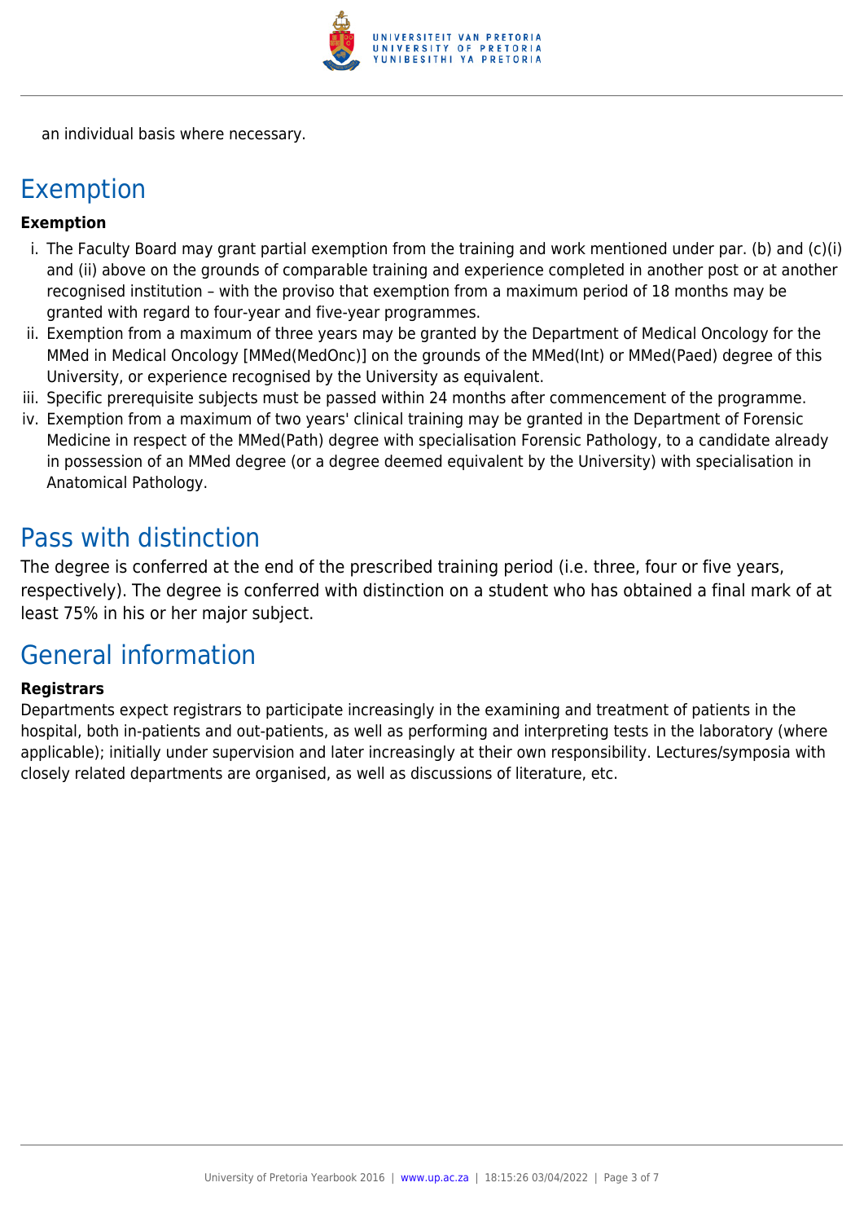an individual basis where necessary.

## Exemption

**Exemption**

i. The Faculty Board may grant partial exemption from the training and work mentioned under par. (b) and (c)(i) and (ii) above on the grounds of comparable training and experience completed in another post or at another recognised institution – with the proviso that exemption from a maximum period of 18 months may be granted with regard to four-year and five-year programmes.
ii. Exemption from a maximum of three years may be granted by the Department of Medical Oncology for the MMed in Medical Oncology [MMed(MedOnc)] on the grounds of the MMed(Int) or MMed(Paed) degree of this University, or experience recognised by the University as equivalent.
iii. Specific prerequisite subjects must be passed within 24 months after commencement of the programme.
iv. Exemption from a maximum of two years' clinical training may be granted in the Department of Forensic Medicine in respect of the MMed(Path) degree with specialisation Forensic Pathology, to a candidate already in possession of an MMed degree (or a degree deemed equivalent by the University) with specialisation in Anatomical Pathology.

## Pass with distinction

The degree is conferred at the end of the prescribed training period (i.e. three, four or five years, respectively). The degree is conferred with distinction on a student who has obtained a final mark of at least 75% in his or her major subject.

## General information

**Registrars**

Departments expect registrars to participate increasingly in the examining and treatment of patients in the hospital, both in-patients and out-patients, as well as performing and interpreting tests in the laboratory (where applicable); initially under supervision and later increasingly at their own responsibility. Lectures/symposia with closely related departments are organised, as well as discussions of literature, etc.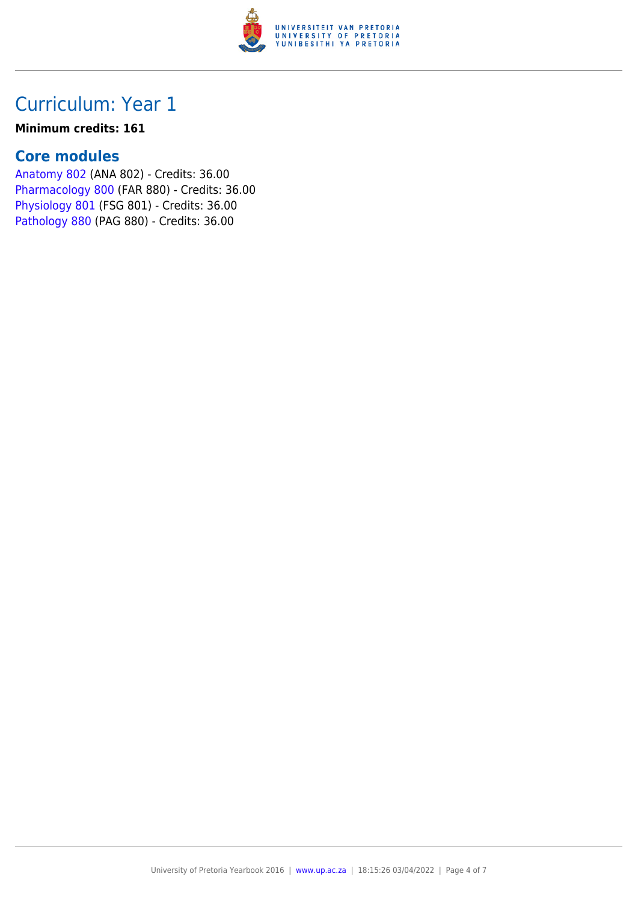# Curriculum: Year 1

**Minimum credits: 161**

## Core modules

Anatomy 802 (ANA 802) - Credits: 36.00
Pharmacology 800 (FAR 880) - Credits: 36.00
Physiology 801 (FSG 801) - Credits: 36.00
Pathology 880 (PAG 880) - Credits: 36.00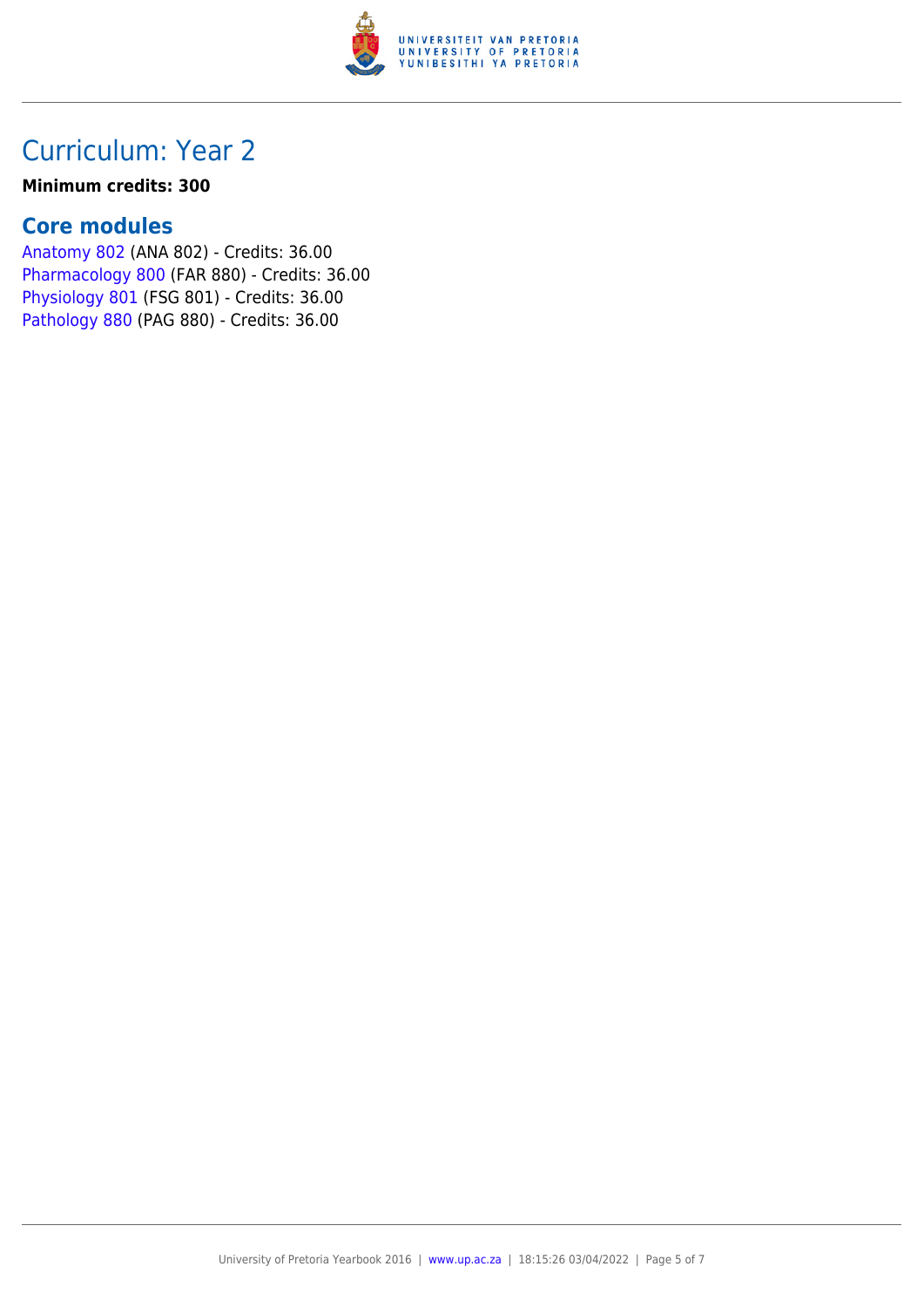# Curriculum: Year 2

**Minimum credits: 300**

## Core modules

Anatomy 802 (ANA 802) - Credits: 36.00
Pharmacology 800 (FAR 880) - Credits: 36.00
Physiology 801 (FSG 801) - Credits: 36.00
Pathology 880 (PAG 880) - Credits: 36.00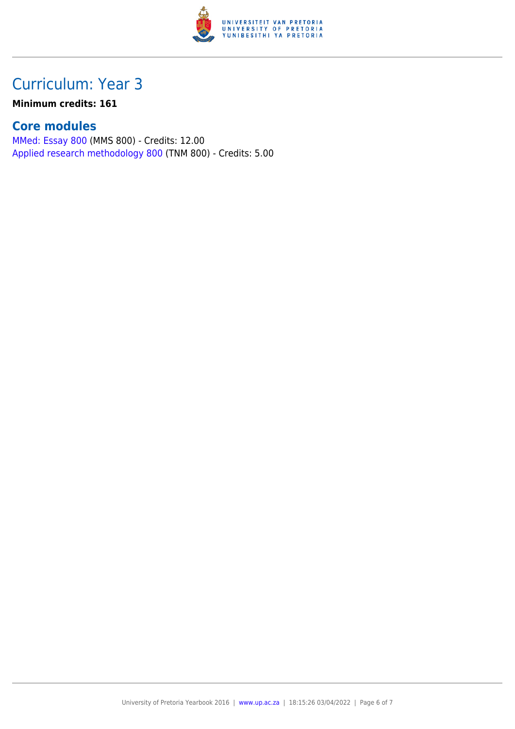# Curriculum: Year 3

**Minimum credits: 161**

## Core modules

MMed: Essay 800 (MMS 800) - Credits: 12.00
Applied research methodology 800 (TNM 800) - Credits: 5.00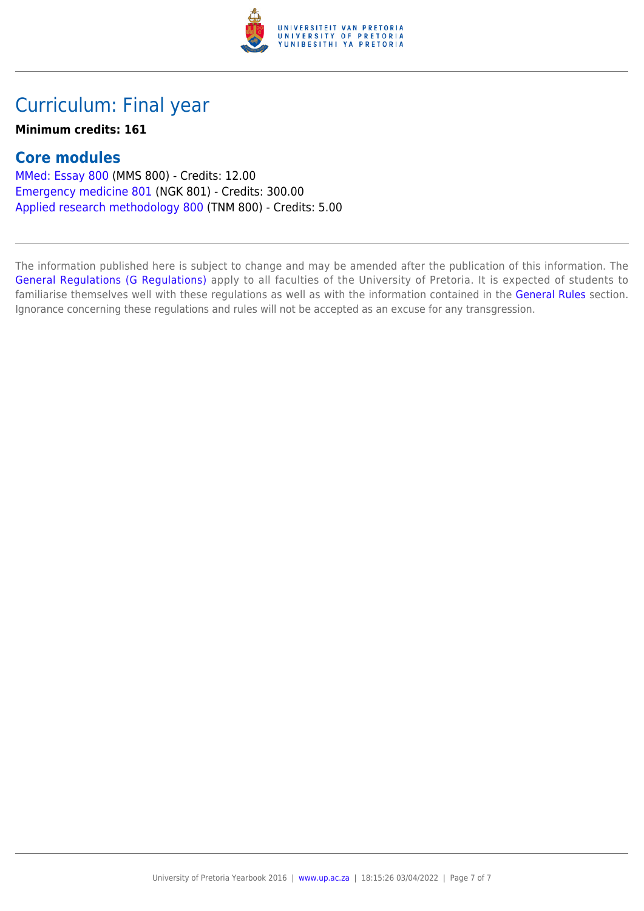## Curriculum: Final year

**Minimum credits: 161**

### Core modules

MMed: Essay 800 (MMS 800) - Credits: 12.00
Emergency medicine 801 (NGK 801) - Credits: 300.00
Applied research methodology 800 (TNM 800) - Credits: 5.00

The information published here is subject to change and may be amended after the publication of this information. The General Regulations (G Regulations) apply to all faculties of the University of Pretoria. It is expected of students to familiarise themselves well with these regulations as well as with the information contained in the General Rules section. Ignorance concerning these regulations and rules will not be accepted as an excuse for any transgression.